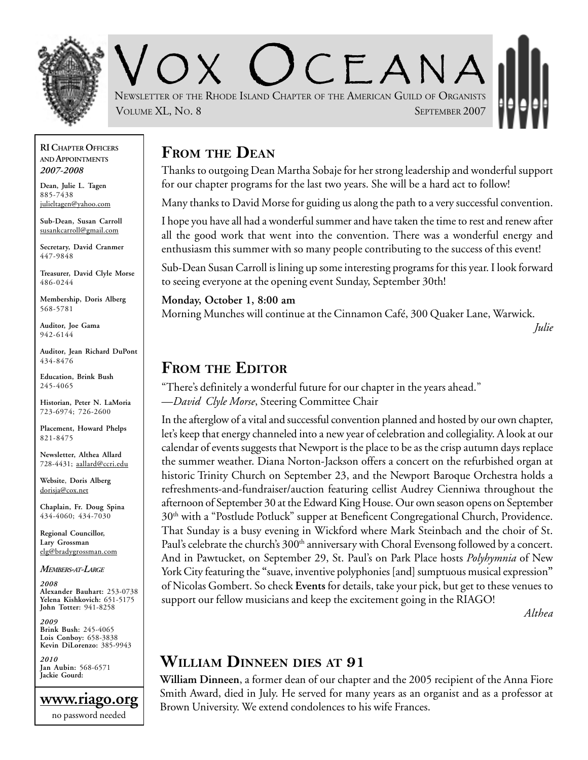# Vox Oceana

Newsletter of the Rhode Island Chapter of the American Guild of Organists

Volume XL, No. 8 — September 2007

**RI Chapter Officers and Appointments**
***2007-2008***

**Dean, Julie L. Tagen**
885-7438
julieltagen@yahoo.com

**Sub-Dean, Susan Carroll**
susankcarroll@gmail.com

**Secretary, David Cranmer**
447-9848

**Treasurer, David Clyle Morse**
486-0244

**Membership, Doris Alberg**
568-5781

**Auditor, Joe Gama**
942-6144

**Auditor, Jean Richard DuPont**
434-8476

**Education, Brink Bush**
245-4065

**Historian, Peter N. LaMoria**
723-6974; 726-2600

**Placement, Howard Phelps**
821-8475

**Newsletter, Althea Allard**
728-4431; aallard@ccri.edu

**Website, Doris Alberg**
dorisja@cox.net

**Chaplain, Fr. Doug Spina**
434-4060; 434-7030

**Regional Councillor, Lary Grossman**
elg@bradygrossman.com

***Members-at-Large***

***2008***
**Alexander Bauhart:** 253-0738
**Yelena Kishkovich:** 651-5175
**John Totter:** 941-8258

***2009***
**Brink Bush:** 245-4065
**Lois Conboy:** 658-3838
**Kevin DiLorenzo:** 385-9943

***2010***
**Jan Aubin:** 568-6571
**Jackie Gourd:**

**www.riago.org**
no password needed

## From the Dean

Thanks to outgoing Dean Martha Sobaje for her strong leadership and wonderful support for our chapter programs for the last two years. She will be a hard act to follow!

Many thanks to David Morse for guiding us along the path to a very successful convention.

I hope you have all had a wonderful summer and have taken the time to rest and renew after all the good work that went into the convention. There was a wonderful energy and enthusiasm this summer with so many people contributing to the success of this event!

Sub-Dean Susan Carroll is lining up some interesting programs for this year. I look forward to seeing everyone at the opening event Sunday, September 30th!

**Monday, October 1, 8:00 am**
Morning Munches will continue at the Cinnamon Café, 300 Quaker Lane, Warwick.

*Julie*

## From the Editor

"There's definitely a wonderful future for our chapter in the years ahead."
—*David Clyle Morse*, Steering Committee Chair

In the afterglow of a vital and successful convention planned and hosted by our own chapter, let's keep that energy channeled into a new year of celebration and collegiality. A look at our calendar of events suggests that Newport is the place to be as the crisp autumn days replace the summer weather. Diana Norton-Jackson offers a concert on the refurbished organ at historic Trinity Church on September 23, and the Newport Baroque Orchestra holds a refreshments-and-fundraiser/auction featuring cellist Audrey Cienniwa throughout the afternoon of September 30 at the Edward King House. Our own season opens on September 30th with a "Postlude Potluck" supper at Beneficent Congregational Church, Providence. That Sunday is a busy evening in Wickford where Mark Steinbach and the choir of St. Paul's celebrate the church's 300th anniversary with Choral Evensong followed by a concert. And in Pawtucket, on September 29, St. Paul's on Park Place hosts *Polyhymnia* of New York City featuring the "suave, inventive polyphonies [and] sumptuous musical expression" of Nicolas Gombert. So check **Events** for details, take your pick, but get to these venues to support our fellow musicians and keep the excitement going in the RIAGO!

*Althea*

## William Dinneen dies at 91

**William Dinneen**, a former dean of our chapter and the 2005 recipient of the Anna Fiore Smith Award, died in July. He served for many years as an organist and as a professor at Brown University. We extend condolences to his wife Frances.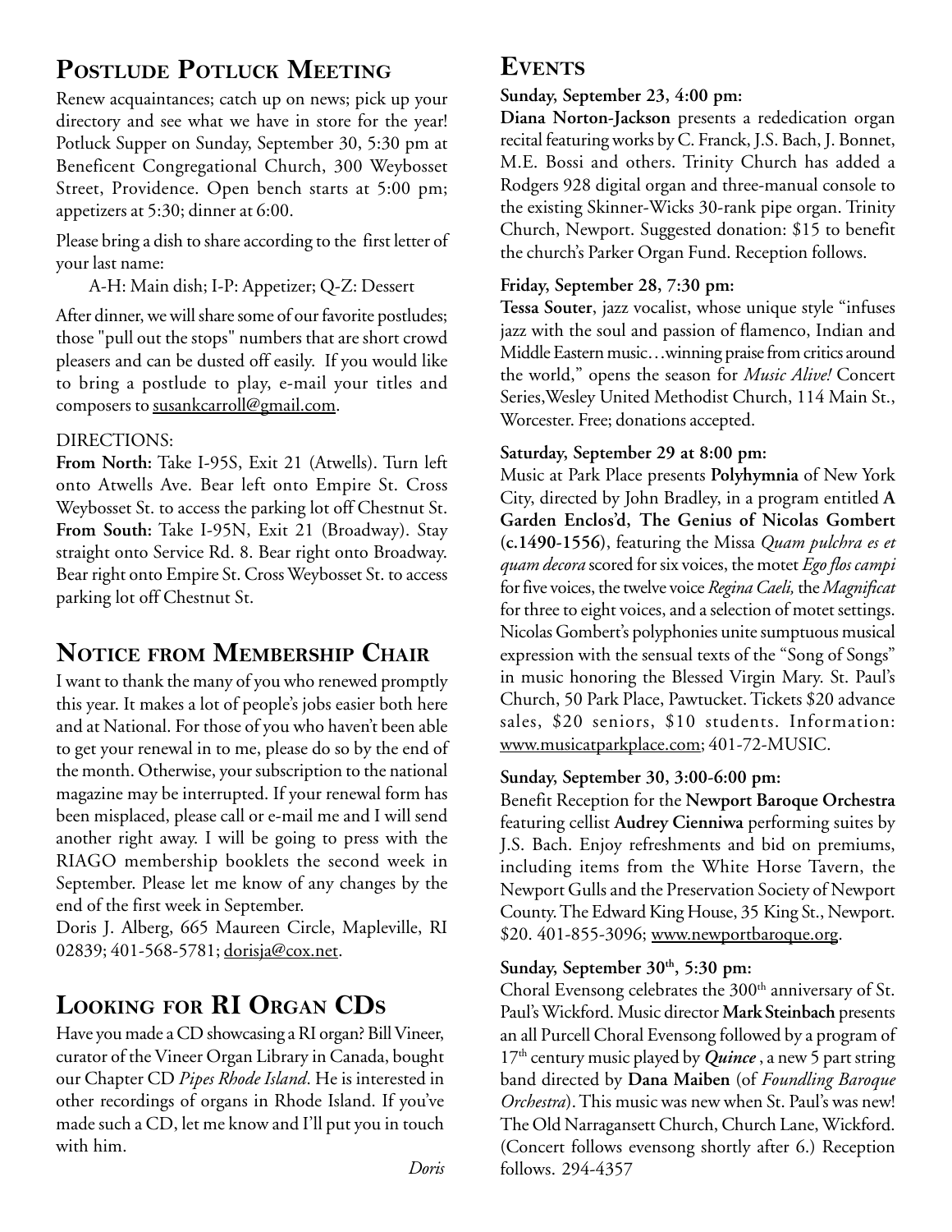## Postlude Potluck Meeting

Renew acquaintances; catch up on news; pick up your directory and see what we have in store for the year! Potluck Supper on Sunday, September 30, 5:30 pm at Beneficent Congregational Church, 300 Weybosset Street, Providence. Open bench starts at 5:00 pm; appetizers at 5:30; dinner at 6:00.

Please bring a dish to share according to the first letter of your last name:

A-H: Main dish; I-P: Appetizer; Q-Z: Dessert

After dinner, we will share some of our favorite postludes; those "pull out the stops" numbers that are short crowd pleasers and can be dusted off easily. If you would like to bring a postlude to play, e-mail your titles and composers to susankcarroll@gmail.com.

DIRECTIONS:

**From North:** Take I-95S, Exit 21 (Atwells). Turn left onto Atwells Ave. Bear left onto Empire St. Cross Weybosset St. to access the parking lot off Chestnut St.
**From South:** Take I-95N, Exit 21 (Broadway). Stay straight onto Service Rd. 8. Bear right onto Broadway. Bear right onto Empire St. Cross Weybosset St. to access parking lot off Chestnut St.

## Notice from Membership Chair

I want to thank the many of you who renewed promptly this year. It makes a lot of people's jobs easier both here and at National. For those of you who haven't been able to get your renewal in to me, please do so by the end of the month. Otherwise, your subscription to the national magazine may be interrupted. If your renewal form has been misplaced, please call or e-mail me and I will send another right away. I will be going to press with the RIAGO membership booklets the second week in September. Please let me know of any changes by the end of the first week in September.
Doris J. Alberg, 665 Maureen Circle, Mapleville, RI 02839; 401-568-5781; dorisja@cox.net.

## Looking for RI Organ CDs

Have you made a CD showcasing a RI organ? Bill Vineer, curator of the Vineer Organ Library in Canada, bought our Chapter CD *Pipes Rhode Island*. He is interested in other recordings of organs in Rhode Island. If you've made such a CD, let me know and I'll put you in touch with him.

*Doris*

## Events

**Sunday, September 23, 4:00 pm:**
**Diana Norton-Jackson** presents a rededication organ recital featuring works by C. Franck, J.S. Bach, J. Bonnet, M.E. Bossi and others. Trinity Church has added a Rodgers 928 digital organ and three-manual console to the existing Skinner-Wicks 30-rank pipe organ. Trinity Church, Newport. Suggested donation: $15 to benefit the church's Parker Organ Fund. Reception follows.

**Friday, September 28, 7:30 pm:**
**Tessa Souter**, jazz vocalist, whose unique style "infuses jazz with the soul and passion of flamenco, Indian and Middle Eastern music…winning praise from critics around the world," opens the season for *Music Alive!* Concert Series, Wesley United Methodist Church, 114 Main St., Worcester. Free; donations accepted.

**Saturday, September 29 at 8:00 pm:**
Music at Park Place presents **Polyhymnia** of New York City, directed by John Bradley, in a program entitled **A Garden Enclos'd, The Genius of Nicolas Gombert (c.1490-1556)**, featuring the Missa *Quam pulchra es et quam decora* scored for six voices, the motet *Ego flos campi* for five voices, the twelve voice *Regina Caeli,* the *Magnificat* for three to eight voices, and a selection of motet settings. Nicolas Gombert's polyphonies unite sumptuous musical expression with the sensual texts of the "Song of Songs" in music honoring the Blessed Virgin Mary. St. Paul's Church, 50 Park Place, Pawtucket. Tickets $20 advance sales, $20 seniors, $10 students. Information: www.musicatparkplace.com; 401-72-MUSIC.

**Sunday, September 30, 3:00-6:00 pm:**
Benefit Reception for the **Newport Baroque Orchestra** featuring cellist **Audrey Cienniwa** performing suites by J.S. Bach. Enjoy refreshments and bid on premiums, including items from the White Horse Tavern, the Newport Gulls and the Preservation Society of Newport County. The Edward King House, 35 King St., Newport. $20. 401-855-3096; www.newportbaroque.org.

**Sunday, September 30th, 5:30 pm:**
Choral Evensong celebrates the 300th anniversary of St. Paul's Wickford. Music director **Mark Steinbach** presents an all Purcell Choral Evensong followed by a program of 17th century music played by ***Quince***, a new 5 part string band directed by **Dana Maiben** (of *Foundling Baroque Orchestra*). This music was new when St. Paul's was new! The Old Narragansett Church, Church Lane, Wickford. (Concert follows evensong shortly after 6.) Reception follows. 294-4357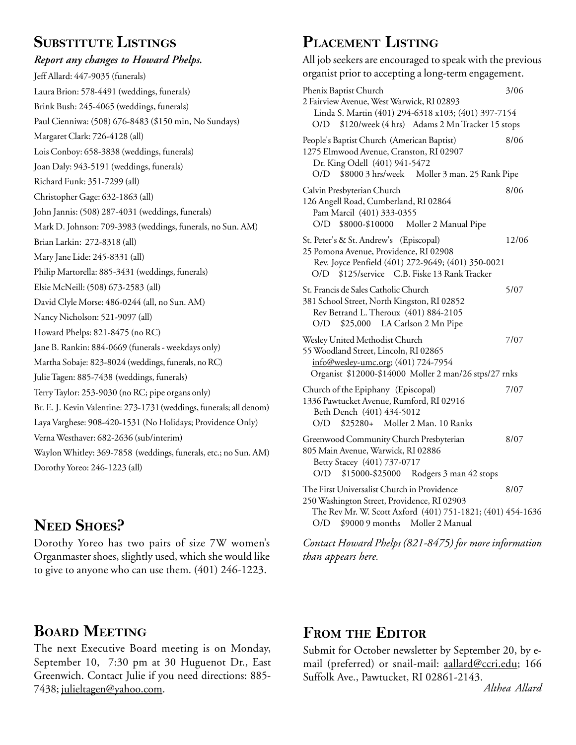## Substitute Listings

***Report any changes to Howard Phelps.***

Jeff Allard: 447-9035 (funerals)
Laura Brion: 578-4491 (weddings, funerals)
Brink Bush: 245-4065 (weddings, funerals)
Paul Cienniwa: (508) 676-8483 ($150 min, No Sundays)
Margaret Clark: 726-4128 (all)
Lois Conboy: 658-3838 (weddings, funerals)
Joan Daly: 943-5191 (weddings, funerals)
Richard Funk: 351-7299 (all)
Christopher Gage: 632-1863 (all)
John Jannis: (508) 287-4031 (weddings, funerals)
Mark D. Johnson: 709-3983 (weddings, funerals, no Sun. AM)
Brian Larkin: 272-8318 (all)
Mary Jane Lide: 245-8331 (all)
Philip Martorella: 885-3431 (weddings, funerals)
Elsie McNeill: (508) 673-2583 (all)
David Clyle Morse: 486-0244 (all, no Sun. AM)
Nancy Nicholson: 521-9097 (all)
Howard Phelps: 821-8475 (no RC)
Jane B. Rankin: 884-0669 (funerals - weekdays only)
Martha Sobaje: 823-8024 (weddings, funerals, no RC)
Julie Tagen: 885-7438 (weddings, funerals)
Terry Taylor: 253-9030 (no RC; pipe organs only)
Br. E. J. Kevin Valentine: 273-1731 (weddings, funerals; all denom)
Laya Varghese: 908-420-1531 (No Holidays; Providence Only)
Verna Westhaver: 682-2636 (sub/interim)
Waylon Whitley: 369-7858 (weddings, funerals, etc.; no Sun. AM)
Dorothy Yoreo: 246-1223 (all)

## Need Shoes?

Dorothy Yoreo has two pairs of size 7W women's Organmaster shoes, slightly used, which she would like to give to anyone who can use them. (401) 246-1223.

## Placement Listing

All job seekers are encouraged to speak with the previous organist prior to accepting a long-term engagement.

Phenix Baptist Church — 3/06
2 Fairview Avenue, West Warwick, RI 02893
Linda S. Martin (401) 294-6318 x103; (401) 397-7154
O/D $120/week (4 hrs) Adams 2 Mn Tracker 15 stops

People's Baptist Church (American Baptist) — 8/06
1275 Elmwood Avenue, Cranston, RI 02907
Dr. King Odell (401) 941-5472
O/D $8000 3 hrs/week Moller 3 man. 25 Rank Pipe

Calvin Presbyterian Church — 8/06
126 Angell Road, Cumberland, RI 02864
Pam Marcil (401) 333-0355
O/D $8000-$10000 Moller 2 Manual Pipe

St. Peter's & St. Andrew's (Episcopal) — 12/06
25 Pomona Avenue, Providence, RI 02908
Rev. Joyce Penfield (401) 272-9649; (401) 350-0021
O/D $125/service C.B. Fiske 13 Rank Tracker

St. Francis de Sales Catholic Church — 5/07
381 School Street, North Kingston, RI 02852
Rev Betrand L. Theroux (401) 884-2105
O/D $25,000 LA Carlson 2 Mn Pipe

Wesley United Methodist Church — 7/07
55 Woodland Street, Lincoln, RI 02865
info@wesley-umc.org; (401) 724-7954
Organist $12000-$14000 Moller 2 man/26 stps/27 rnks

Church of the Epiphany (Episcopal) — 7/07
1336 Pawtucket Avenue, Rumford, RI 02916
Beth Dench (401) 434-5012
O/D $25280+ Moller 2 Man. 10 Ranks

Greenwood Community Church Presbyterian — 8/07
805 Main Avenue, Warwick, RI 02886
Betty Stacey (401) 737-0717
O/D $15000-$25000 Rodgers 3 man 42 stops

The First Universalist Church in Providence — 8/07
250 Washington Street, Providence, RI 02903
The Rev Mr. W. Scott Axford (401) 751-1821; (401) 454-1636
O/D $9000 9 months Moller 2 Manual

*Contact Howard Phelps (821-8475) for more information than appears here.*

## Board Meeting

The next Executive Board meeting is on Monday, September 10, 7:30 pm at 30 Huguenot Dr., East Greenwich. Contact Julie if you need directions: 885-7438; julieltagen@yahoo.com.

## From the Editor

Submit for October newsletter by September 20, by e-mail (preferred) or snail-mail: aallard@ccri.edu; 166 Suffolk Ave., Pawtucket, RI 02861-2143.

*Althea Allard*